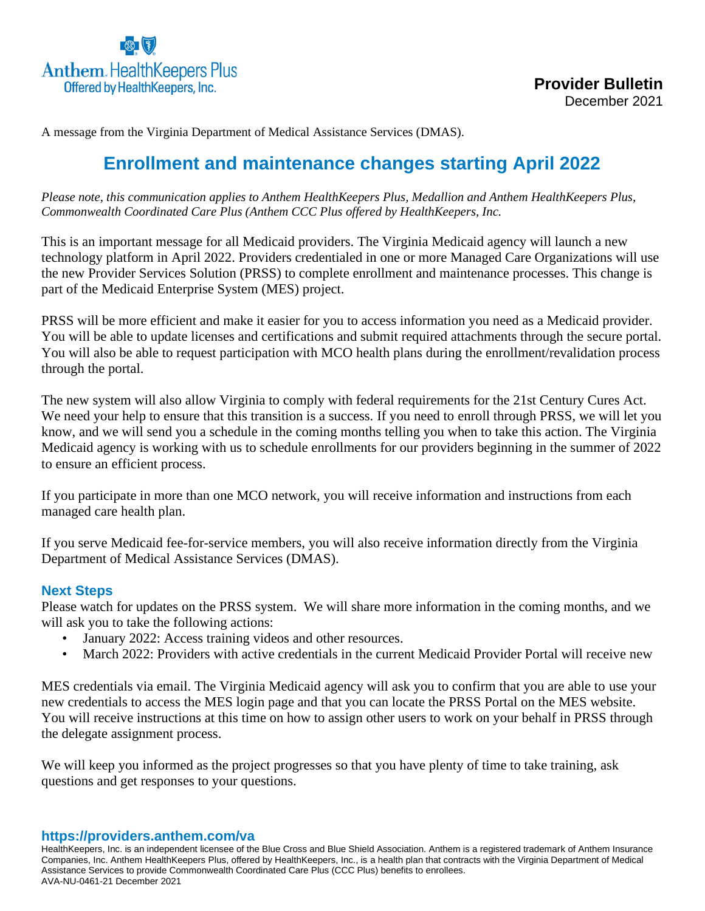Anthem HealthKeepers Plus
Offered by HealthKeepers, Inc.

**Provider Bulletin**
December 2021

A message from the Virginia Department of Medical Assistance Services (DMAS).

# Enrollment and maintenance changes starting April 2022

*Please note, this communication applies to Anthem HealthKeepers Plus, Medallion and Anthem HealthKeepers Plus, Commonwealth Coordinated Care Plus (Anthem CCC Plus offered by HealthKeepers, Inc.*

This is an important message for all Medicaid providers. The Virginia Medicaid agency will launch a new technology platform in April 2022. Providers credentialed in one or more Managed Care Organizations will use the new Provider Services Solution (PRSS) to complete enrollment and maintenance processes. This change is part of the Medicaid Enterprise System (MES) project.

PRSS will be more efficient and make it easier for you to access information you need as a Medicaid provider. You will be able to update licenses and certifications and submit required attachments through the secure portal. You will also be able to request participation with MCO health plans during the enrollment/revalidation process through the portal.

The new system will also allow Virginia to comply with federal requirements for the 21st Century Cures Act. We need your help to ensure that this transition is a success. If you need to enroll through PRSS, we will let you know, and we will send you a schedule in the coming months telling you when to take this action. The Virginia Medicaid agency is working with us to schedule enrollments for our providers beginning in the summer of 2022 to ensure an efficient process.

If you participate in more than one MCO network, you will receive information and instructions from each managed care health plan.

If you serve Medicaid fee-for-service members, you will also receive information directly from the Virginia Department of Medical Assistance Services (DMAS).

## Next Steps

Please watch for updates on the PRSS system. We will share more information in the coming months, and we will ask you to take the following actions:

- January 2022: Access training videos and other resources.
- March 2022: Providers with active credentials in the current Medicaid Provider Portal will receive new

MES credentials via email. The Virginia Medicaid agency will ask you to confirm that you are able to use your new credentials to access the MES login page and that you can locate the PRSS Portal on the MES website. You will receive instructions at this time on how to assign other users to work on your behalf in PRSS through the delegate assignment process.

We will keep you informed as the project progresses so that you have plenty of time to take training, ask questions and get responses to your questions.

**https://providers.anthem.com/va**

HealthKeepers, Inc. is an independent licensee of the Blue Cross and Blue Shield Association. Anthem is a registered trademark of Anthem Insurance Companies, Inc. Anthem HealthKeepers Plus, offered by HealthKeepers, Inc., is a health plan that contracts with the Virginia Department of Medical Assistance Services to provide Commonwealth Coordinated Care Plus (CCC Plus) benefits to enrollees.
AVA-NU-0461-21 December 2021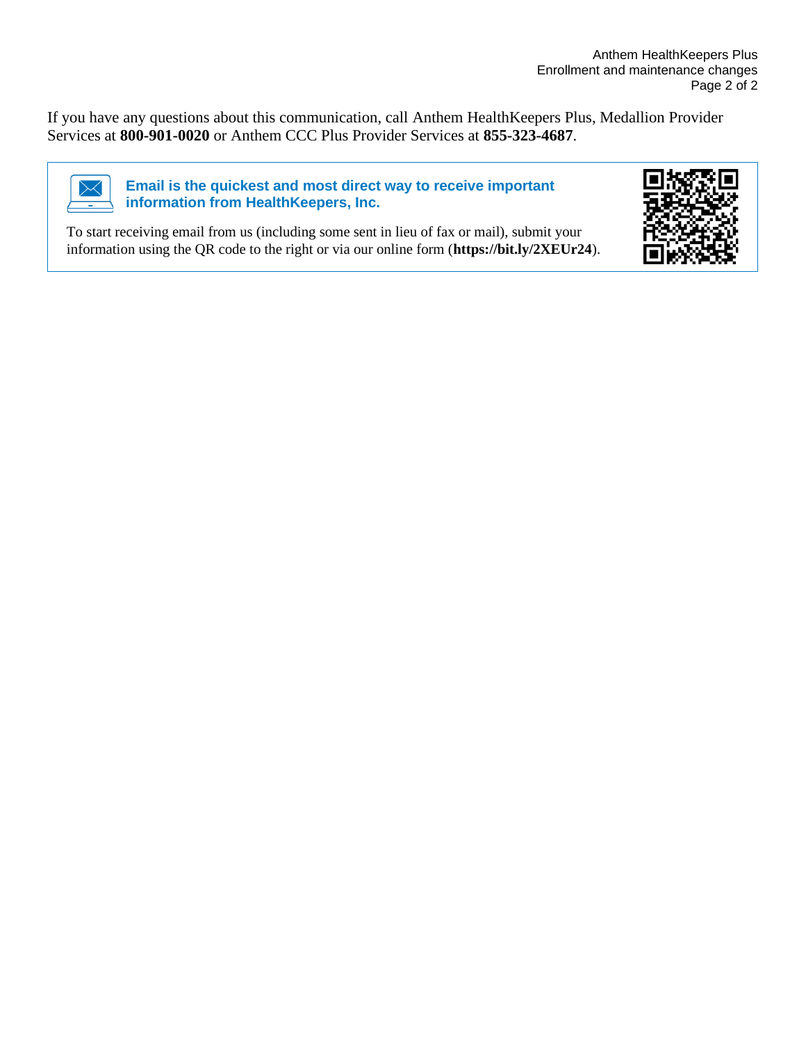If you have any questions about this communication, call Anthem HealthKeepers Plus, Medallion Provider Services at **800-901-0020** or Anthem CCC Plus Provider Services at **855-323-4687**.

**Email is the quickest and most direct way to receive important information from HealthKeepers, Inc.**

To start receiving email from us (including some sent in lieu of fax or mail), submit your information using the QR code to the right or via our online form (**https://bit.ly/2XEUr24**).